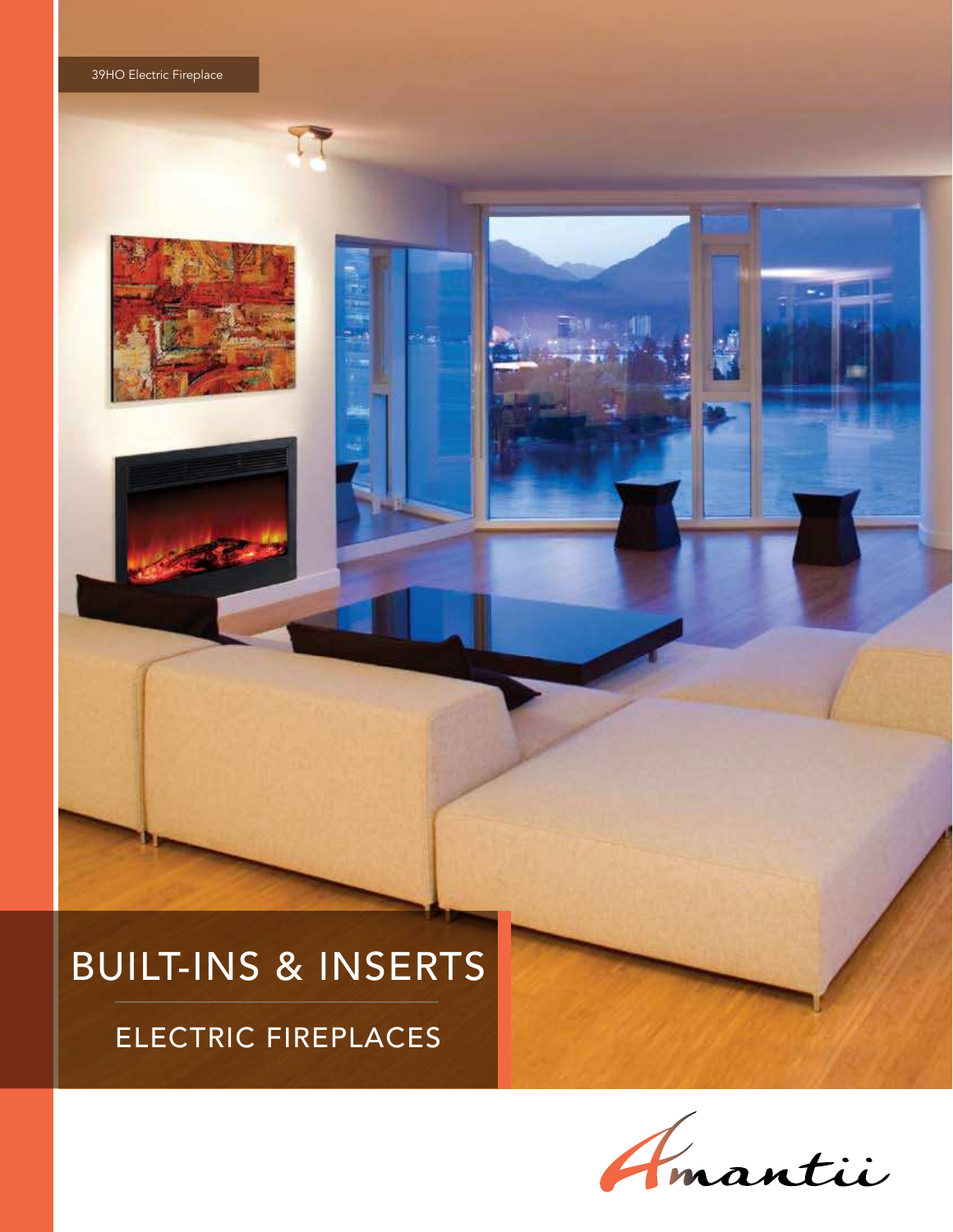39HO Electric Fireplace

# BUILT-INS & INSERTS

## ELECTRIC FIREPLACES

Amantii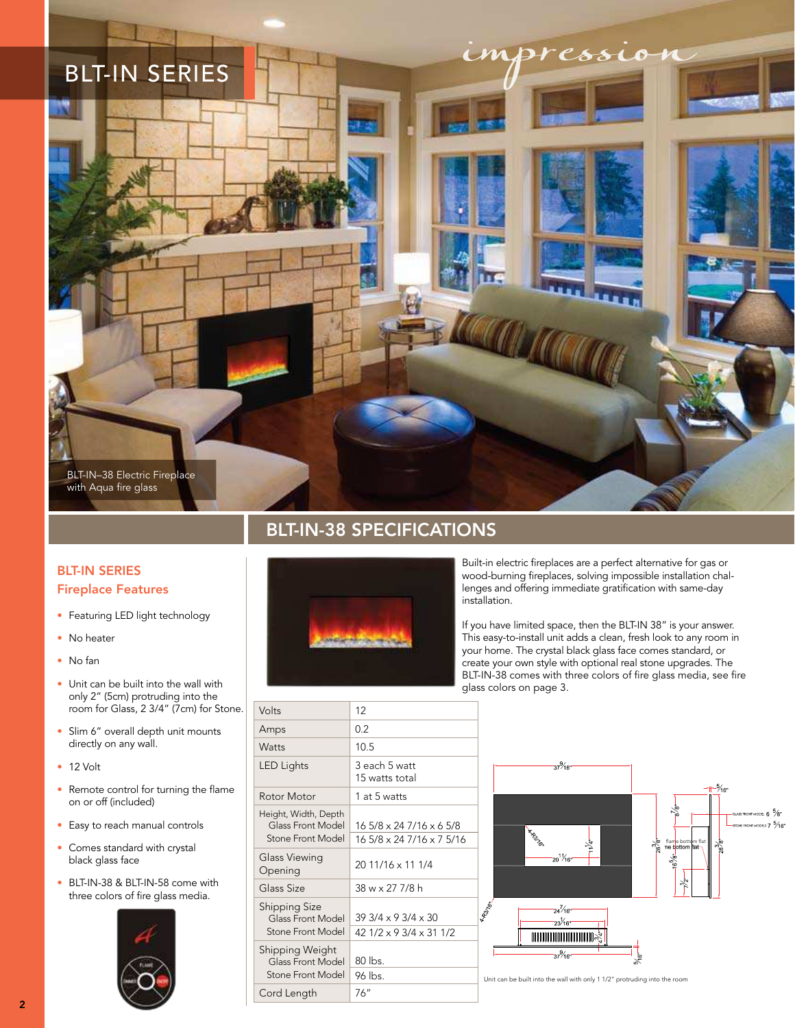# BLT-IN SERIES

*impression*

BLT-IN–38 Electric Fireplace with Aqua fire glass

## BLT-IN SERIES Fireplace Features

- Featuring LED light technology
- No heater
- No fan
- Unit can be built into the wall with only 2" (5cm) protruding into the room for Glass, 2 3/4" (7cm) for Stone.
- Slim 6" overall depth unit mounts directly on any wall.
- 12 Volt
- Remote control for turning the flame on or off (included)
- Easy to reach manual controls
- Comes standard with crystal black glass face
- BLT-IN-38 & BLT-IN-58 come with three colors of fire glass media.

## BLT-IN-38 SPECIFICATIONS

Built-in electric fireplaces are a perfect alternative for gas or wood-burning fireplaces, solving impossible installation challenges and offering immediate gratification with same-day installation.

If you have limited space, then the BLT-IN 38" is your answer. This easy-to-install unit adds a clean, fresh look to any room in your home. The crystal black glass face comes standard, or create your own style with optional real stone upgrades. The BLT-IN-38 comes with three colors of fire glass media, see fire glass colors on page 3.

| | |
|---|---|
| Volts | 12 |
| Amps | 0.2 |
| Watts | 10.5 |
| LED Lights | 3 each 5 watt<br>15 watts total |
| Rotor Motor | 1 at 5 watts |
| Height, Width, Depth<br>Glass Front Model<br>Stone Front Model | <br>16 5/8 x 24 7/16 x 6 5/8<br>16 5/8 x 24 7/16 x 7 5/16 |
| Glass Viewing Opening | 20 11/16 x 11 1/4 |
| Glass Size | 38 w x 27 7/8 h |
| Shipping Size<br>Glass Front Model<br>Stone Front Model | <br>39 3/4 x 9 3/4 x 30<br>42 1/2 x 9 3/4 x 31 1/2 |
| Shipping Weight<br>Glass Front Model<br>Stone Front Model | <br>80 lbs.<br>96 lbs. |
| Cord Length | 76" |

Unit can be built into the wall with only 1 1/2" protruding into the room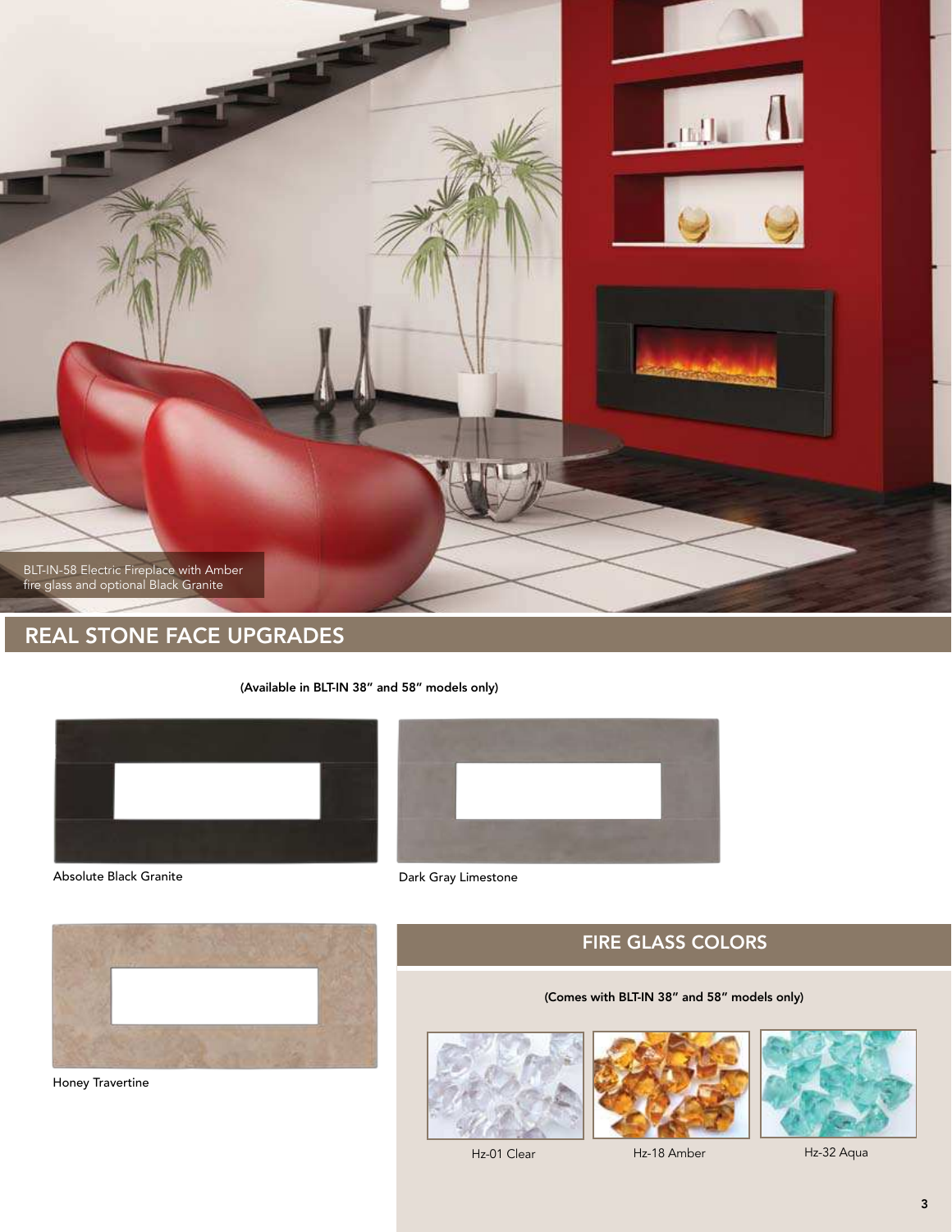BLT-IN-58 Electric Fireplace with Amber fire glass and optional Black Granite

## REAL STONE FACE UPGRADES

**(Available in BLT-IN 38" and 58" models only)**

Absolute Black Granite

Dark Gray Limestone

Honey Travertine

## FIRE GLASS COLORS

**(Comes with BLT-IN 38" and 58" models only)**

Hz-01 Clear

Hz-18 Amber

Hz-32 Aqua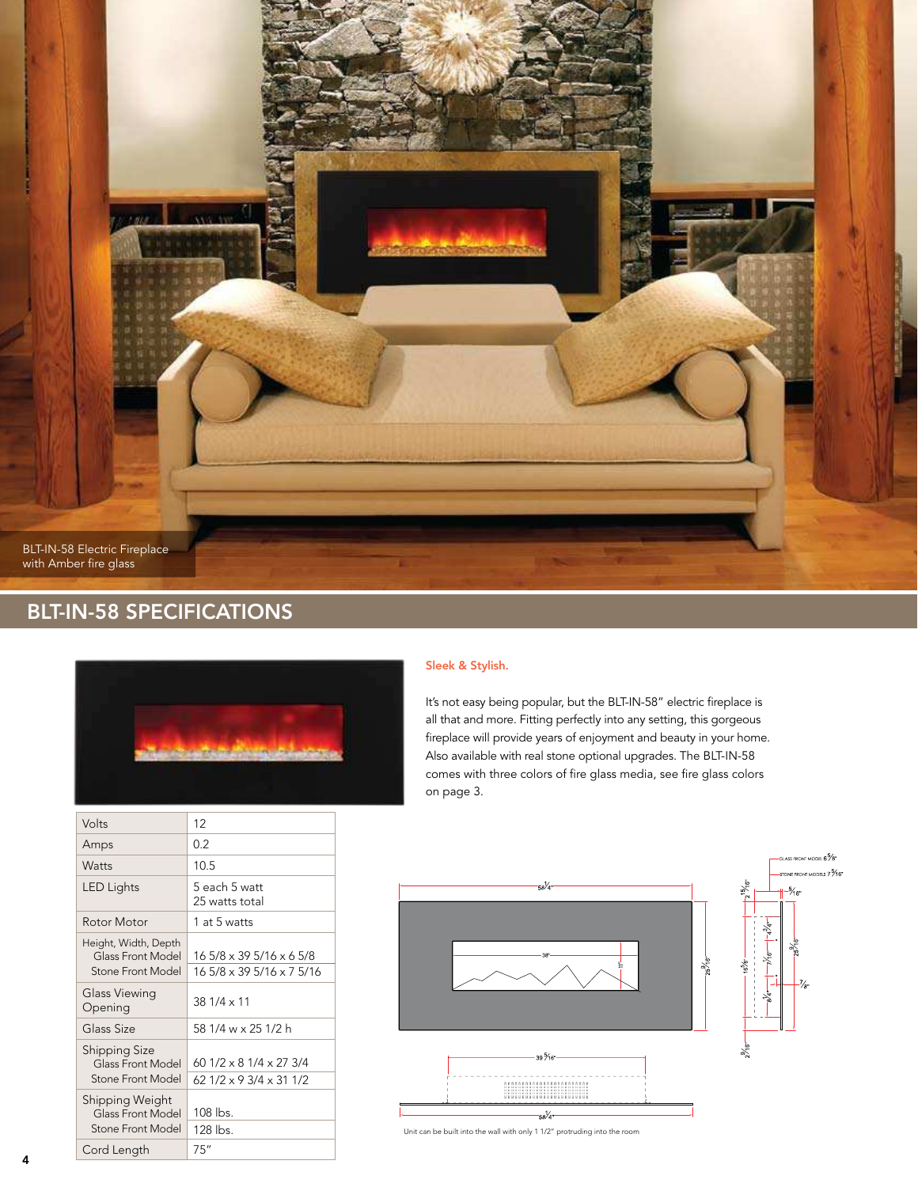BLT-IN-58 Electric Fireplace
with Amber fire glass

## BLT-IN-58 SPECIFICATIONS

**Sleek & Stylish.**

It's not easy being popular, but the BLT-IN-58" electric fireplace is all that and more. Fitting perfectly into any setting, this gorgeous fireplace will provide years of enjoyment and beauty in your home. Also available with real stone optional upgrades. The BLT-IN-58 comes with three colors of fire glass media, see fire glass colors on page 3.

| | |
|---|---|
| Volts | 12 |
| Amps | 0.2 |
| Watts | 10.5 |
| LED Lights | 5 each 5 watt<br>25 watts total |
| Rotor Motor | 1 at 5 watts |
| Height, Width, Depth<br>Glass Front Model<br>Stone Front Model | <br>16 5/8 x 39 5/16 x 6 5/8<br>16 5/8 x 39 5/16 x 7 5/16 |
| Glass Viewing Opening | 38 1/4 x 11 |
| Glass Size | 58 1/4 w x 25 1/2 h |
| Shipping Size<br>Glass Front Model<br>Stone Front Model | <br>60 1/2 x 8 1/4 x 27 3/4<br>62 1/2 x 9 3/4 x 31 1/2 |
| Shipping Weight<br>Glass Front Model<br>Stone Front Model | <br>108 lbs.<br>128 lbs. |
| Cord Length | 75" |

Unit can be built into the wall with only 1 1/2" protruding into the room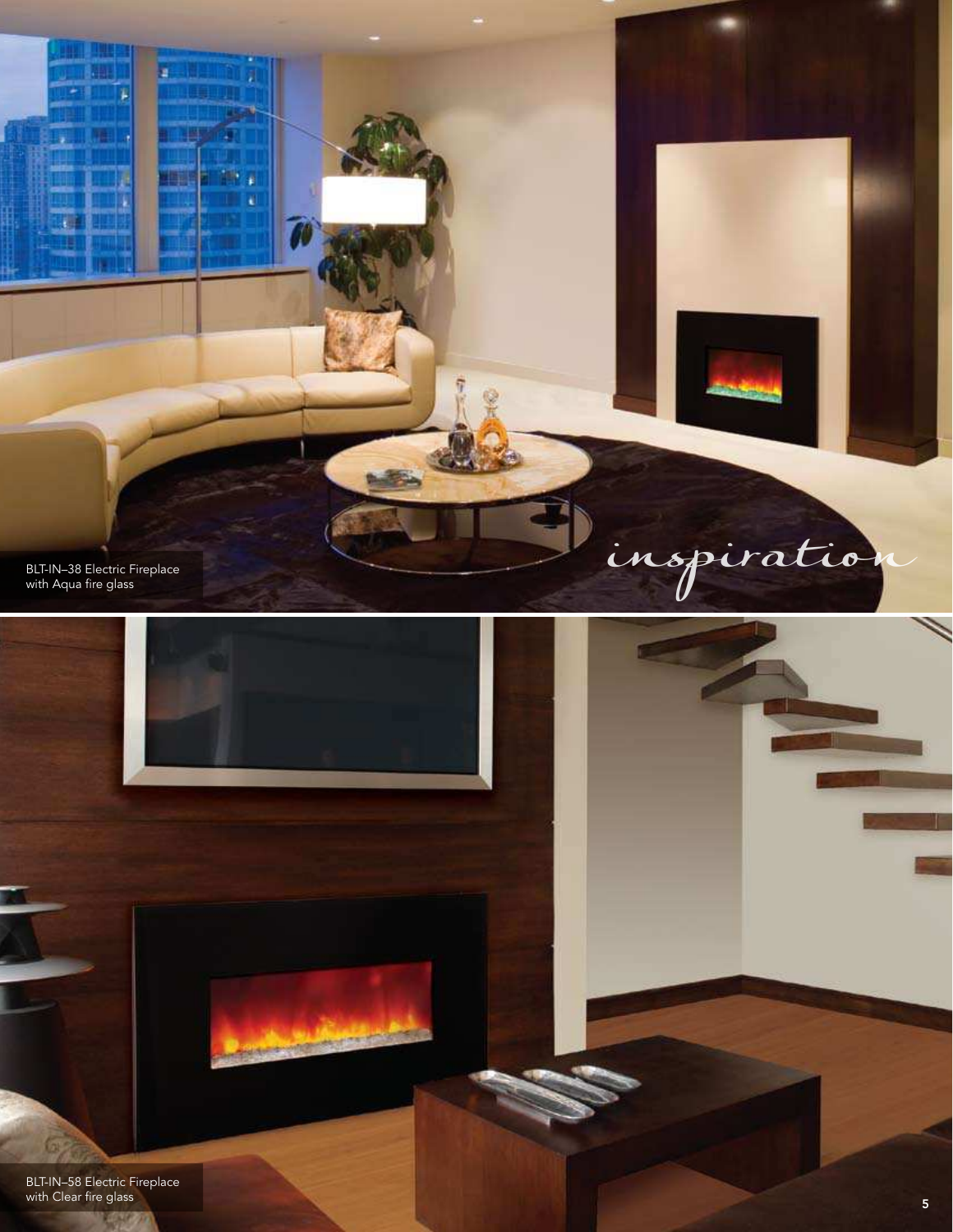*inspiration*

BLT-IN–38 Electric Fireplace
with Aqua fire glass

BLT-IN–58 Electric Fireplace
with Clear fire glass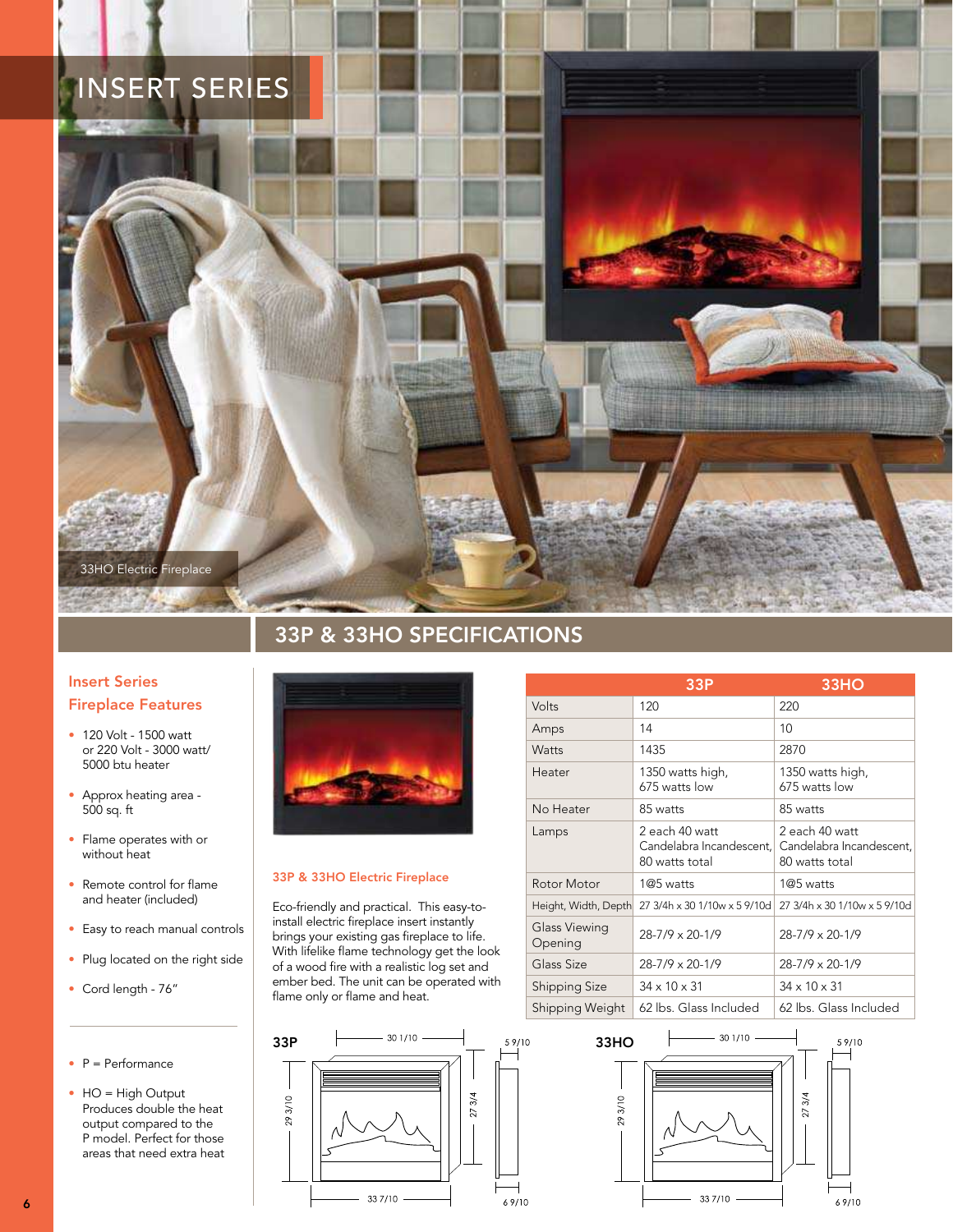# INSERT SERIES

33HO Electric Fireplace

## 33P & 33HO SPECIFICATIONS

### Insert Series Fireplace Features

- 120 Volt - 1500 watt or 220 Volt - 3000 watt/ 5000 btu heater
- Approx heating area - 500 sq. ft
- Flame operates with or without heat
- Remote control for flame and heater (included)
- Easy to reach manual controls
- Plug located on the right side
- Cord length - 76"

---

- P = Performance
- HO = High Output Produces double the heat output compared to the P model. Perfect for those areas that need extra heat

### 33P & 33HO Electric Fireplace

Eco-friendly and practical. This easy-to-install electric fireplace insert instantly brings your existing gas fireplace to life. With lifelike flame technology get the look of a wood fire with a realistic log set and ember bed. The unit can be operated with flame only or flame and heat.

| | 33P | 33HO |
|---|---|---|
| Volts | 120 | 220 |
| Amps | 14 | 10 |
| Watts | 1435 | 2870 |
| Heater | 1350 watts high, 675 watts low | 1350 watts high, 675 watts low |
| No Heater | 85 watts | 85 watts |
| Lamps | 2 each 40 watt Candelabra Incandescent, 80 watts total | 2 each 40 watt Candelabra Incandescent, 80 watts total |
| Rotor Motor | 1@5 watts | 1@5 watts |
| Height, Width, Depth | 27 3/4h x 30 1/10w x 5 9/10d | 27 3/4h x 30 1/10w x 5 9/10d |
| Glass Viewing Opening | 28-7/9 x 20-1/9 | 28-7/9 x 20-1/9 |
| Glass Size | 28-7/9 x 20-1/9 | 28-7/9 x 20-1/9 |
| Shipping Size | 34 x 10 x 31 | 34 x 10 x 31 |
| Shipping Weight | 62 lbs. Glass Included | 62 lbs. Glass Included |

**33P** — 30 1/10, 5 9/10, 29 3/10, 27 3/4, 33 7/10, 6 9/10

**33HO** — 30 1/10, 5 9/10, 29 3/10, 27 3/4, 33 7/10, 6 9/10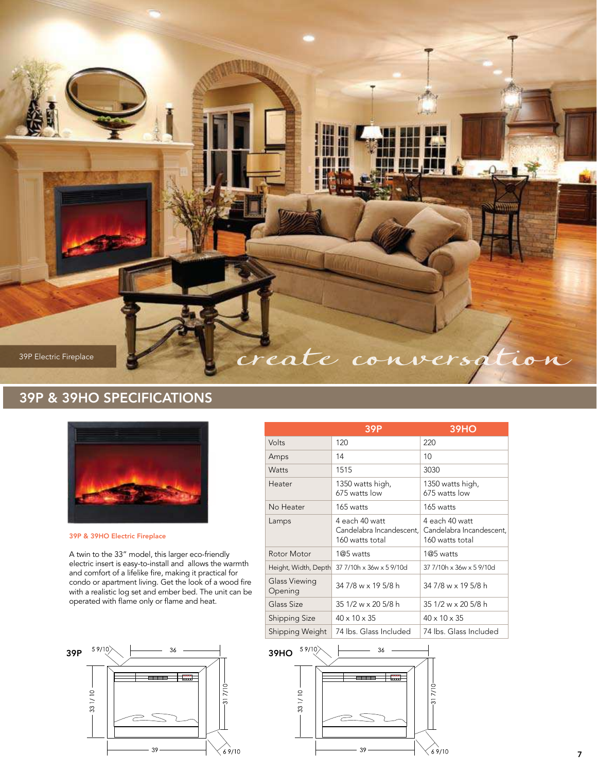39P Electric Fireplace

*create conversation*

## 39P & 39HO SPECIFICATIONS

**39P & 39HO Electric Fireplace**

A twin to the 33" model, this larger eco-friendly electric insert is easy-to-install and allows the warmth and comfort of a lifelike fire, making it practical for condo or apartment living. Get the look of a wood fire with a realistic log set and ember bed. The unit can be operated with flame only or flame and heat.

| | 39P | 39HO |
|---|---|---|
| Volts | 120 | 220 |
| Amps | 14 | 10 |
| Watts | 1515 | 3030 |
| Heater | 1350 watts high, 675 watts low | 1350 watts high, 675 watts low |
| No Heater | 165 watts | 165 watts |
| Lamps | 4 each 40 watt Candelabra Incandescent, 160 watts total | 4 each 40 watt Candelabra Incandescent, 160 watts total |
| Rotor Motor | 1@5 watts | 1@5 watts |
| Height, Width, Depth | 37 7/10h x 36w x 5 9/10d | 37 7/10h x 36w x 5 9/10d |
| Glass Viewing Opening | 34 7/8 w x 19 5/8 h | 34 7/8 w x 19 5/8 h |
| Glass Size | 35 1/2 w x 20 5/8 h | 35 1/2 w x 20 5/8 h |
| Shipping Size | 40 x 10 x 35 | 40 x 10 x 35 |
| Shipping Weight | 74 lbs. Glass Included | 74 lbs. Glass Included |

**39P** — 5 9/10, 36, 33 1/10, 31 7/10, 39, 6 9/10

**39HO** — 5 9/10, 36, 33 1/10, 31 7/10, 39, 6 9/10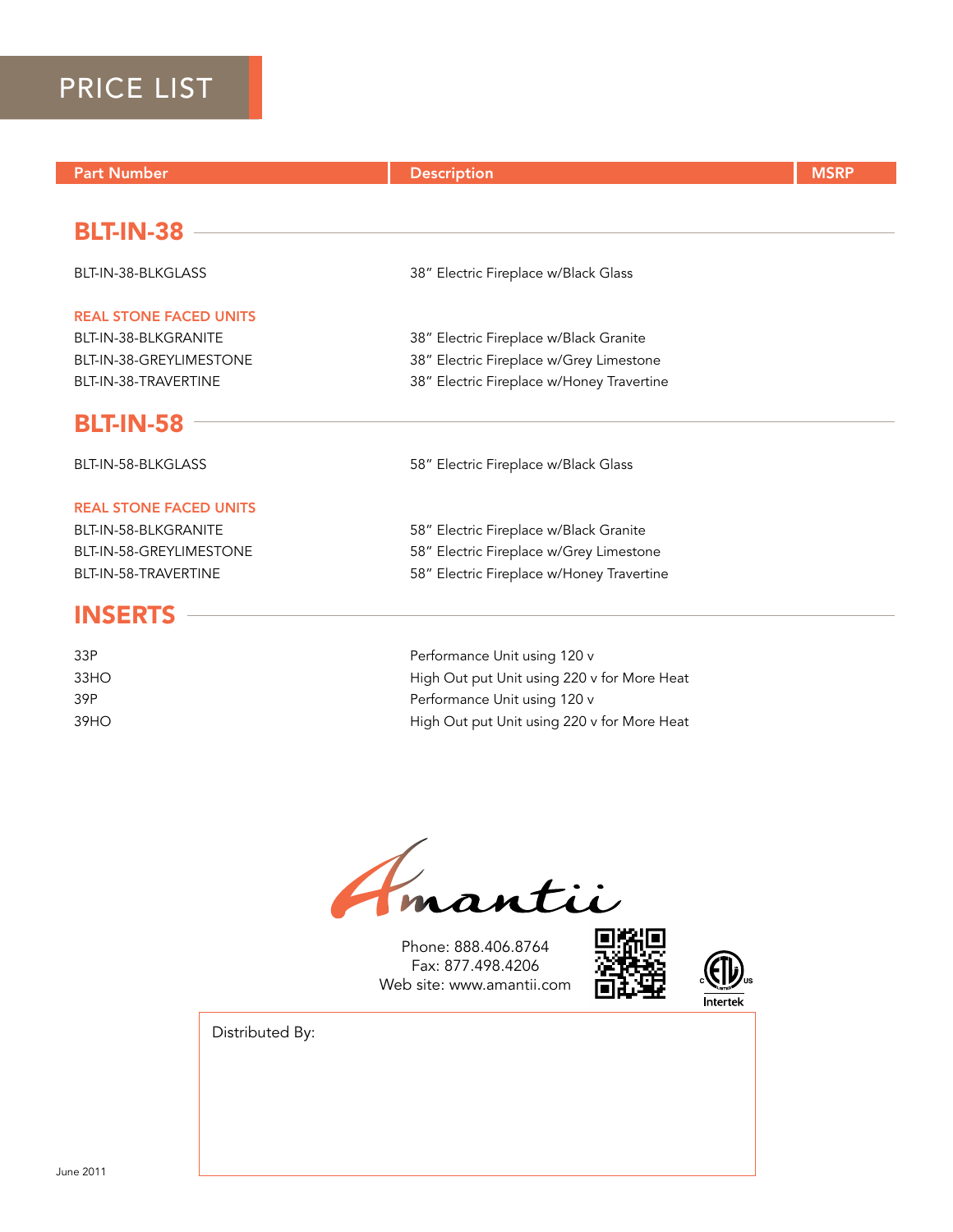# PRICE LIST

| Part Number | Description | MSRP |
|---|---|---|
| **BLT-IN-38** | | |
| BLT-IN-38-BLKGLASS | 38" Electric Fireplace w/Black Glass | |
| **REAL STONE FACED UNITS** | | |
| BLT-IN-38-BLKGRANITE | 38" Electric Fireplace w/Black Granite | |
| BLT-IN-38-GREYLIMESTONE | 38" Electric Fireplace w/Grey Limestone | |
| BLT-IN-38-TRAVERTINE | 38" Electric Fireplace w/Honey Travertine | |
| **BLT-IN-58** | | |
| BLT-IN-58-BLKGLASS | 58" Electric Fireplace w/Black Glass | |
| **REAL STONE FACED UNITS** | | |
| BLT-IN-58-BLKGRANITE | 58" Electric Fireplace w/Black Granite | |
| BLT-IN-58-GREYLIMESTONE | 58" Electric Fireplace w/Grey Limestone | |
| BLT-IN-58-TRAVERTINE | 58" Electric Fireplace w/Honey Travertine | |
| **INSERTS** | | |
| 33P | Performance Unit using 120 v | |
| 33HO | High Out put Unit using 220 v for More Heat | |
| 39P | Performance Unit using 120 v | |
| 39HO | High Out put Unit using 220 v for More Heat | |

Amantii

Phone: 888.406.8764
Fax: 877.498.4206
Web site: www.amantii.com

Intertek

Distributed By:

June 2011